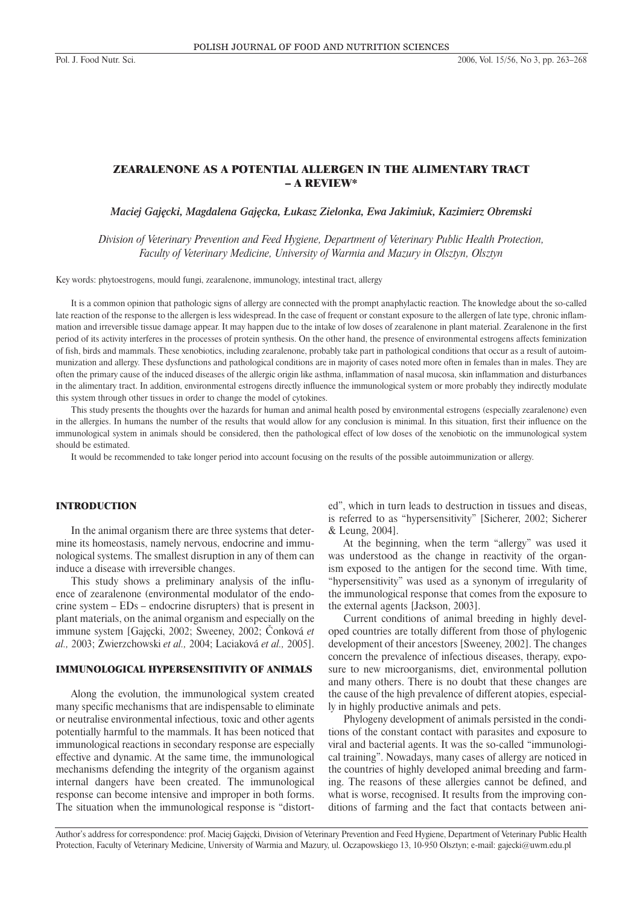# ZEARALENONE AS A POTENTIAL ALLERGEN IN THE ALIMENTARY TRACT – A REVIEW*

*Maciej Gajęcki, Magdalena Gajęcka, Łukasz Zielonka, Ewa Jakimiuk, Kazimierz Obremski*

*Division of Veterinary Prevention and Feed Hygiene, Department of Veterinary Public Health Protection, Faculty of Veterinary Medicine, University of Warmia and Mazury in Olsztyn, Olsztyn*

Key words: phytoestrogens, mould fungi, zearalenone, immunology, intestinal tract, allergy

It is a common opinion that pathologic signs of allergy are connected with the prompt anaphylactic reaction. The knowledge about the so-called late reaction of the response to the allergen is less widespread. In the case of frequent or constant exposure to the allergen of late type, chronic inflammation and irreversible tissue damage appear. It may happen due to the intake of low doses of zearalenone in plant material. Zearalenone in the first period of its activity interferes in the processes of protein synthesis. On the other hand, the presence of environmental estrogens affects feminization of fish, birds and mammals. These xenobiotics, including zearalenone, probably take part in pathological conditions that occur as a result of autoimmunization and allergy. These dysfunctions and pathological conditions are in majority of cases noted more often in females than in males. They are often the primary cause of the induced diseases of the allergic origin like asthma, inflammation of nasal mucosa, skin inflammation and disturbances in the alimentary tract. In addition, environmental estrogens directly influence the immunological system or more probably they indirectly modulate this system through other tissues in order to change the model of cytokines.

This study presents the thoughts over the hazards for human and animal health posed by environmental estrogens (especially zearalenone) even in the allergies. In humans the number of the results that would allow for any conclusion is minimal. In this situation, first their influence on the immunological system in animals should be considered, then the pathological effect of low doses of the xenobiotic on the immunological system should be estimated.

It would be recommended to take longer period into account focusing on the results of the possible autoimmunization or allergy.

## INTRODUCTION

In the animal organism there are three systems that determine its homeostasis, namely nervous, endocrine and immunological systems. The smallest disruption in any of them can induce a disease with irreversible changes.

This study shows a preliminary analysis of the influence of zearalenone (environmental modulator of the endocrine system – EDs – endocrine disrupters) that is present in plant materials, on the animal organism and especially on the immune system [Gajęcki, 2002; Sweeney, 2002; Čonková *et al.,* 2003; Zwierzchowski *et al.,* 2004; Laciaková *et al.,* 2005].

## IMMUNOLOGICAL HYPERSENSITIVITY OF ANIMALS

Along the evolution, the immunological system created many specific mechanisms that are indispensable to eliminate or neutralise environmental infectious, toxic and other agents potentially harmful to the mammals. It has been noticed that immunological reactions in secondary response are especially effective and dynamic. At the same time, the immunological mechanisms defending the integrity of the organism against internal dangers have been created. The immunological response can become intensive and improper in both forms. The situation when the immunological response is "distorted", which in turn leads to destruction in tissues and diseas, is referred to as "hypersensitivity" [Sicherer, 2002; Sicherer & Leung, 2004].

At the beginning, when the term "allergy" was used it was understood as the change in reactivity of the organism exposed to the antigen for the second time. With time, "hypersensitivity" was used as a synonym of irregularity of the immunological response that comes from the exposure to the external agents [Jackson, 2003].

Current conditions of animal breeding in highly developed countries are totally different from those of phylogenic development of their ancestors [Sweeney, 2002]. The changes concern the prevalence of infectious diseases, therapy, exposure to new microorganisms, diet, environmental pollution and many others. There is no doubt that these changes are the cause of the high prevalence of different atopies, especially in highly productive animals and pets.

Phylogeny development of animals persisted in the conditions of the constant contact with parasites and exposure to viral and bacterial agents. It was the so-called "immunological training". Nowadays, many cases of allergy are noticed in the countries of highly developed animal breeding and farming. The reasons of these allergies cannot be defined, and what is worse, recognised. It results from the improving conditions of farming and the fact that contacts between ani-

Author's address for correspondence: prof. Maciej Gajęcki, Division of Veterinary Prevention and Feed Hygiene, Department of Veterinary Public Health Protection, Faculty of Veterinary Medicine, University of Warmia and Mazury, ul. Oczapowskiego 13, 10-950 Olsztyn; e-mail: gajecki@uwm.edu.pl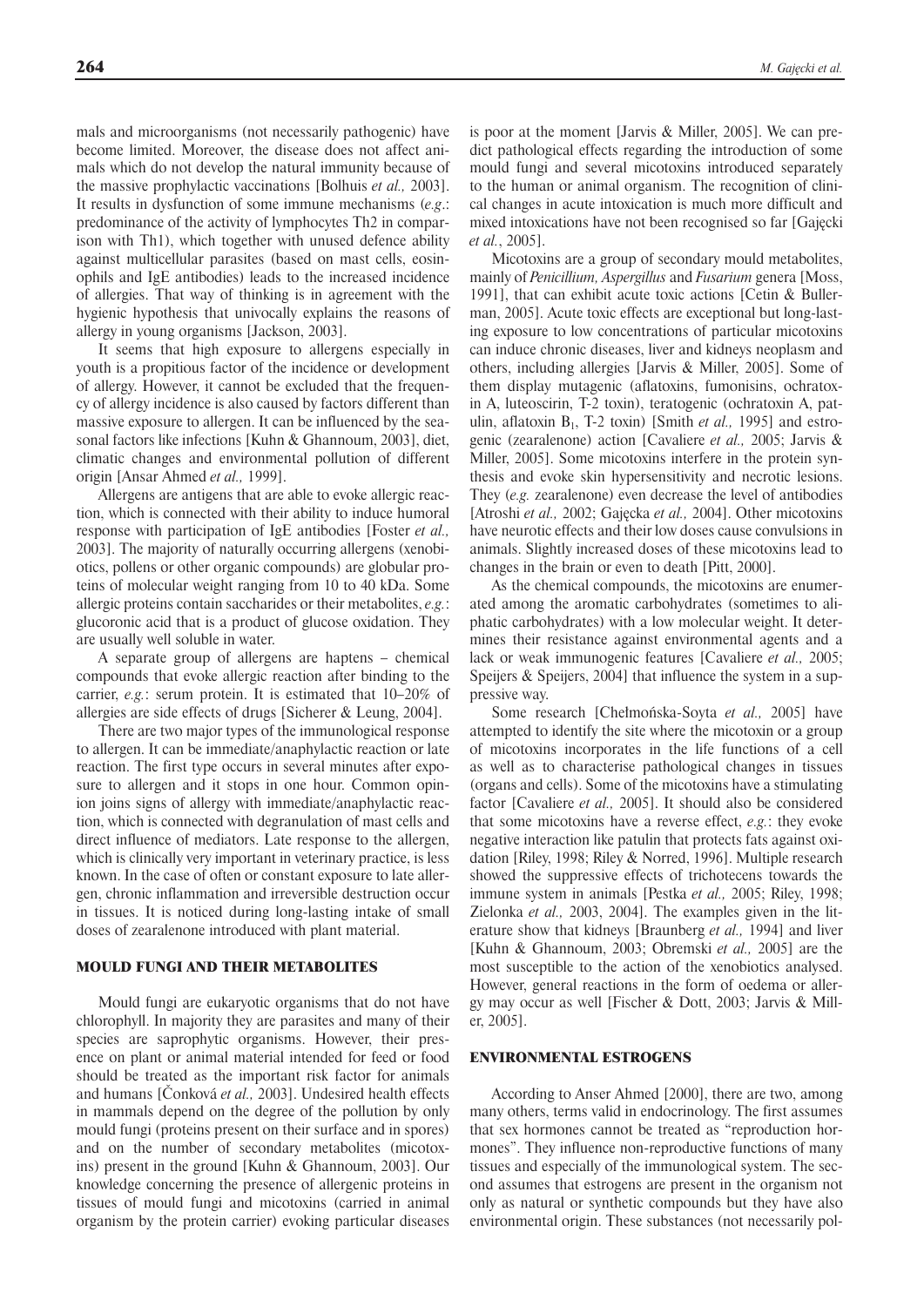mals and microorganisms (not necessarily pathogenic) have become limited. Moreover, the disease does not affect animals which do not develop the natural immunity because of the massive prophylactic vaccinations [Bolhuis *et al.,* 2003]. It results in dysfunction of some immune mechanisms (*e.g*.: predominance of the activity of lymphocytes Th2 in comparison with Th1), which together with unused defence ability against multicellular parasites (based on mast cells, eosinophils and IgE antibodies) leads to the increased incidence of allergies. That way of thinking is in agreement with the hygienic hypothesis that univocally explains the reasons of allergy in young organisms [Jackson, 2003].

It seems that high exposure to allergens especially in youth is a propitious factor of the incidence or development of allergy. However, it cannot be excluded that the frequency of allergy incidence is also caused by factors different than massive exposure to allergen. It can be influenced by the seasonal factors like infections [Kuhn & Ghannoum, 2003], diet, climatic changes and environmental pollution of different origin [Ansar Ahmed *et al.,* 1999].

Allergens are antigens that are able to evoke allergic reaction, which is connected with their ability to induce humoral response with participation of IgE antibodies [Foster *et al.,* 2003]. The majority of naturally occurring allergens (xenobiotics, pollens or other organic compounds) are globular proteins of molecular weight ranging from 10 to 40 kDa. Some allergic proteins contain saccharides or their metabolites, *e.g.*: glucoronic acid that is a product of glucose oxidation. They are usually well soluble in water.

A separate group of allergens are haptens – chemical compounds that evoke allergic reaction after binding to the carrier, *e.g.*: serum protein. It is estimated that 10–20% of allergies are side effects of drugs [Sicherer & Leung, 2004].

There are two major types of the immunological response to allergen. It can be immediate/anaphylactic reaction or late reaction. The first type occurs in several minutes after exposure to allergen and it stops in one hour. Common opinion joins signs of allergy with immediate/anaphylactic reaction, which is connected with degranulation of mast cells and direct influence of mediators. Late response to the allergen, which is clinically very important in veterinary practice, is less known. In the case of often or constant exposure to late allergen, chronic inflammation and irreversible destruction occur in tissues. It is noticed during long-lasting intake of small doses of zearalenone introduced with plant material.

## MOULD FUNGI AND THEIR METABOLITES

Mould fungi are eukaryotic organisms that do not have chlorophyll. In majority they are parasites and many of their species are saprophytic organisms. However, their presence on plant or animal material intended for feed or food should be treated as the important risk factor for animals and humans [Čonková *et al.,* 2003]. Undesired health effects in mammals depend on the degree of the pollution by only mould fungi (proteins present on their surface and in spores) and on the number of secondary metabolites (micotoxins) present in the ground [Kuhn & Ghannoum, 2003]. Our knowledge concerning the presence of allergenic proteins in tissues of mould fungi and micotoxins (carried in animal organism by the protein carrier) evoking particular diseases is poor at the moment [Jarvis & Miller, 2005]. We can predict pathological effects regarding the introduction of some mould fungi and several micotoxins introduced separately to the human or animal organism. The recognition of clinical changes in acute intoxication is much more difficult and mixed intoxications have not been recognised so far [Gajęcki *et al.*, 2005].

Micotoxins are a group of secondary mould metabolites, mainly of *Penicillium, Aspergillus* and *Fusarium* genera [Moss, 1991], that can exhibit acute toxic actions [Cetin & Bullerman, 2005]. Acute toxic effects are exceptional but long-lasting exposure to low concentrations of particular micotoxins can induce chronic diseases, liver and kidneys neoplasm and others, including allergies [Jarvis & Miller, 2005]. Some of them display mutagenic (aflatoxins, fumonisins, ochratoxin A, luteoscirin, T-2 toxin), teratogenic (ochratoxin A, patulin, aflatoxin $B_1$, T-2 toxin) [Smith *et al.,* 1995] and estrogenic (zearalenone) action [Cavaliere *et al.,* 2005; Jarvis & Miller, 2005]. Some micotoxins interfere in the protein synthesis and evoke skin hypersensitivity and necrotic lesions. They (*e.g.* zearalenone) even decrease the level of antibodies [Atroshi *et al.,* 2002; Gajęcka *et al.,* 2004]. Other micotoxins have neurotic effects and their low doses cause convulsions in animals. Slightly increased doses of these micotoxins lead to changes in the brain or even to death [Pitt, 2000].

As the chemical compounds, the micotoxins are enumerated among the aromatic carbohydrates (sometimes to aliphatic carbohydrates) with a low molecular weight. It determines their resistance against environmental agents and a lack or weak immunogenic features [Cavaliere *et al.,* 2005; Speijers & Speijers, 2004] that influence the system in a suppressive way.

Some research [Chełmońska-Soyta *et al.,* 2005] have attempted to identify the site where the micotoxin or a group of micotoxins incorporates in the life functions of a cell as well as to characterise pathological changes in tissues (organs and cells). Some of the micotoxins have a stimulating factor [Cavaliere *et al.,* 2005]. It should also be considered that some micotoxins have a reverse effect, *e.g.*: they evoke negative interaction like patulin that protects fats against oxidation [Riley, 1998; Riley & Norred, 1996]. Multiple research showed the suppressive effects of trichotecens towards the immune system in animals [Pestka *et al.,* 2005; Riley, 1998; Zielonka *et al.,* 2003, 2004]. The examples given in the literature show that kidneys [Braunberg *et al.,* 1994] and liver [Kuhn & Ghannoum, 2003; Obremski *et al.,* 2005] are the most susceptible to the action of the xenobiotics analysed. However, general reactions in the form of oedema or allergy may occur as well [Fischer & Dott, 2003; Jarvis & Miller, 2005].

## ENVIRONMENTAL ESTROGENS

According to Anser Ahmed [2000], there are two, among many others, terms valid in endocrinology. The first assumes that sex hormones cannot be treated as "reproduction hormones". They influence non-reproductive functions of many tissues and especially of the immunological system. The second assumes that estrogens are present in the organism not only as natural or synthetic compounds but they have also environmental origin. These substances (not necessarily pol-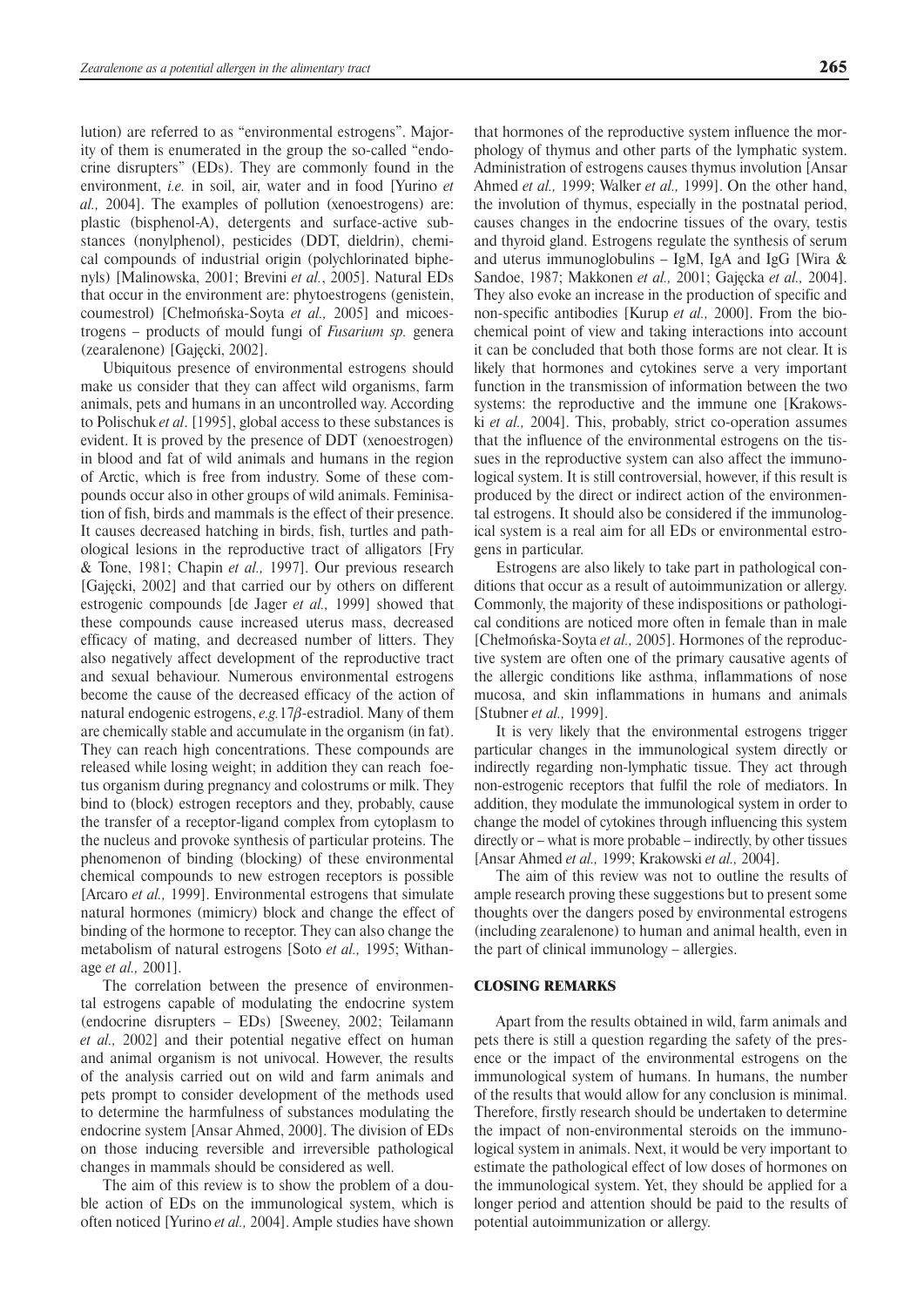lution) are referred to as "environmental estrogens". Majority of them is enumerated in the group the so-called "endocrine disrupters" (EDs). They are commonly found in the environment, *i.e.* in soil, air, water and in food [Yurino *et al.,* 2004]. The examples of pollution (xenoestrogens) are: plastic (bisphenol-A), detergents and surface-active substances (nonylphenol), pesticides (DDT, dieldrin), chemical compounds of industrial origin (polychlorinated biphenyls) [Malinowska, 2001; Brevini *et al.*, 2005]. Natural EDs that occur in the environment are: phytoestrogens (genistein, coumestrol) [Chełmońska-Soyta *et al.,* 2005] and micoestrogens – products of mould fungi of *Fusarium sp.* genera (zearalenone) [Gajęcki, 2002].

Ubiquitous presence of environmental estrogens should make us consider that they can affect wild organisms, farm animals, pets and humans in an uncontrolled way. According to Polischuk *et al*. [1995], global access to these substances is evident. It is proved by the presence of DDT (xenoestrogen) in blood and fat of wild animals and humans in the region of Arctic, which is free from industry. Some of these compounds occur also in other groups of wild animals. Feminisation of fish, birds and mammals is the effect of their presence. It causes decreased hatching in birds, fish, turtles and pathological lesions in the reproductive tract of alligators [Fry & Tone, 1981; Chapin *et al.,* 1997]. Our previous research [Gajęcki, 2002] and that carried our by others on different estrogenic compounds [de Jager *et al.,* 1999] showed that these compounds cause increased uterus mass, decreased efficacy of mating, and decreased number of litters. They also negatively affect development of the reproductive tract and sexual behaviour. Numerous environmental estrogens become the cause of the decreased efficacy of the action of natural endogenic estrogens, *e.g.*17*β*-estradiol. Many of them are chemically stable and accumulate in the organism (in fat). They can reach high concentrations. These compounds are released while losing weight; in addition they can reach foetus organism during pregnancy and colostrums or milk. They bind to (block) estrogen receptors and they, probably, cause the transfer of a receptor-ligand complex from cytoplasm to the nucleus and provoke synthesis of particular proteins. The phenomenon of binding (blocking) of these environmental chemical compounds to new estrogen receptors is possible [Arcaro *et al.,* 1999]. Environmental estrogens that simulate natural hormones (mimicry) block and change the effect of binding of the hormone to receptor. They can also change the metabolism of natural estrogens [Soto *et al.,* 1995; Withanage *et al.,* 2001].

The correlation between the presence of environmental estrogens capable of modulating the endocrine system (endocrine disrupters – EDs) [Sweeney, 2002; Teilamann *et al.,* 2002] and their potential negative effect on human and animal organism is not univocal. However, the results of the analysis carried out on wild and farm animals and pets prompt to consider development of the methods used to determine the harmfulness of substances modulating the endocrine system [Ansar Ahmed, 2000]. The division of EDs on those inducing reversible and irreversible pathological changes in mammals should be considered as well.

The aim of this review is to show the problem of a double action of EDs on the immunological system, which is often noticed [Yurino *et al.,* 2004]. Ample studies have shown that hormones of the reproductive system influence the morphology of thymus and other parts of the lymphatic system. Administration of estrogens causes thymus involution [Ansar Ahmed *et al.,* 1999; Walker *et al.,* 1999]. On the other hand, the involution of thymus, especially in the postnatal period, causes changes in the endocrine tissues of the ovary, testis and thyroid gland. Estrogens regulate the synthesis of serum and uterus immunoglobulins – IgM, IgA and IgG [Wira & Sandoe, 1987; Makkonen *et al.,* 2001; Gajęcka *et al.,* 2004]. They also evoke an increase in the production of specific and non-specific antibodies [Kurup *et al.,* 2000]. From the biochemical point of view and taking interactions into account it can be concluded that both those forms are not clear. It is likely that hormones and cytokines serve a very important function in the transmission of information between the two systems: the reproductive and the immune one [Krakowski *et al.,* 2004]. This, probably, strict co-operation assumes that the influence of the environmental estrogens on the tissues in the reproductive system can also affect the immunological system. It is still controversial, however, if this result is produced by the direct or indirect action of the environmental estrogens. It should also be considered if the immunological system is a real aim for all EDs or environmental estrogens in particular.

Estrogens are also likely to take part in pathological conditions that occur as a result of autoimmunization or allergy. Commonly, the majority of these indispositions or pathological conditions are noticed more often in female than in male [Chełmońska-Soyta *et al.,* 2005]. Hormones of the reproductive system are often one of the primary causative agents of the allergic conditions like asthma, inflammations of nose mucosa, and skin inflammations in humans and animals [Stubner *et al.,* 1999].

It is very likely that the environmental estrogens trigger particular changes in the immunological system directly or indirectly regarding non-lymphatic tissue. They act through non-estrogenic receptors that fulfil the role of mediators. In addition, they modulate the immunological system in order to change the model of cytokines through influencing this system directly or – what is more probable – indirectly, by other tissues [Ansar Ahmed *et al.,* 1999; Krakowski *et al.,* 2004].

The aim of this review was not to outline the results of ample research proving these suggestions but to present some thoughts over the dangers posed by environmental estrogens (including zearalenone) to human and animal health, even in the part of clinical immunology – allergies.

## CLOSING REMARKS

Apart from the results obtained in wild, farm animals and pets there is still a question regarding the safety of the presence or the impact of the environmental estrogens on the immunological system of humans. In humans, the number of the results that would allow for any conclusion is minimal. Therefore, firstly research should be undertaken to determine the impact of non-environmental steroids on the immunological system in animals. Next, it would be very important to estimate the pathological effect of low doses of hormones on the immunological system. Yet, they should be applied for a longer period and attention should be paid to the results of potential autoimmunization or allergy.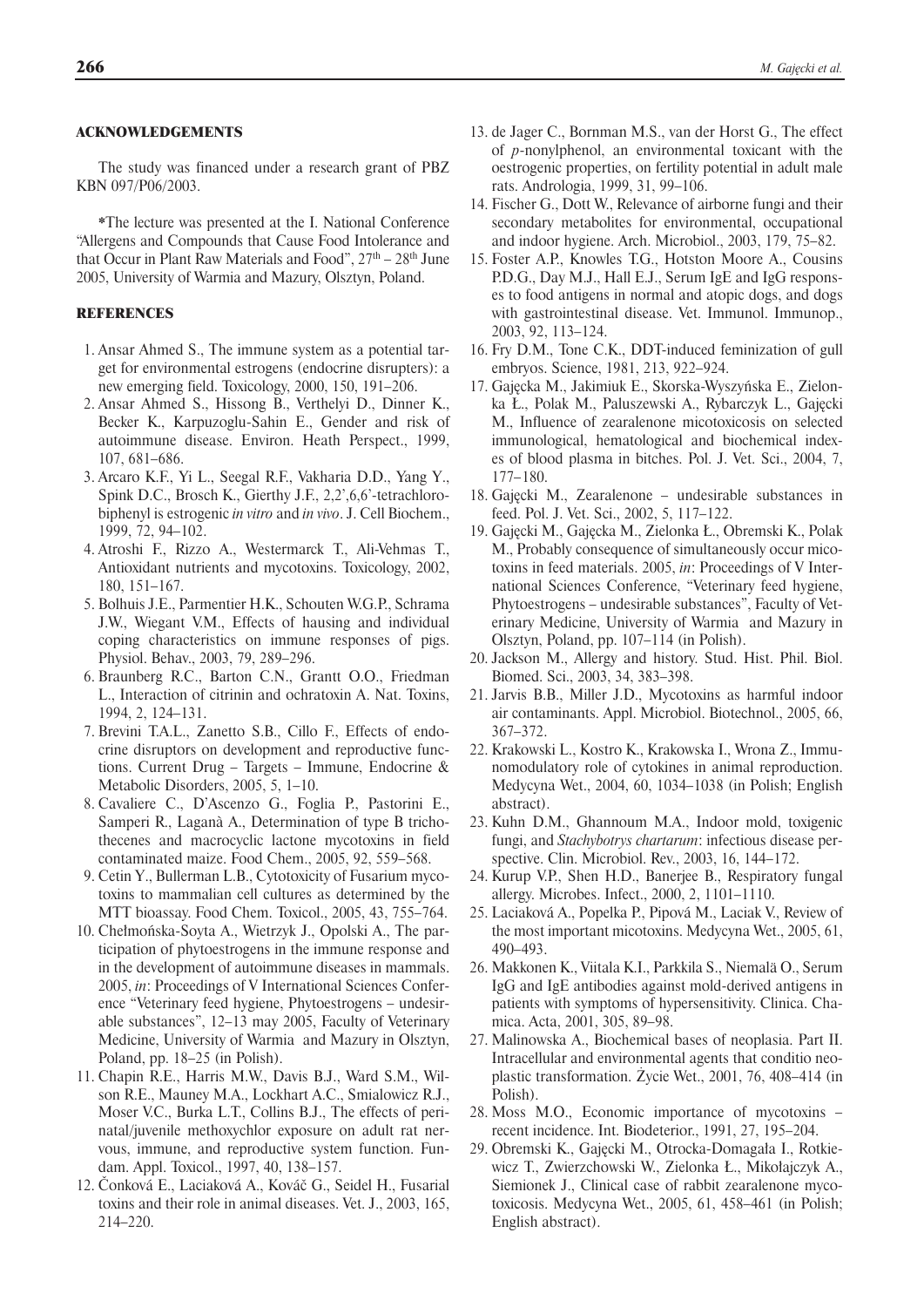## ACKNOWLEDGEMENTS

The study was financed under a research grant of PBZ KBN 097/P06/2003.

*The lecture was presented at the I. National Conference "Allergens and Compounds that Cause Food Intolerance and that Occur in Plant Raw Materials and Food", 27th – 28th June 2005, University of Warmia and Mazury, Olsztyn, Poland.

## REFERENCES

1. Ansar Ahmed S., The immune system as a potential target for environmental estrogens (endocrine disrupters): a new emerging field. Toxicology, 2000, 150, 191–206.
2. Ansar Ahmed S., Hissong B., Verthelyi D., Dinner K., Becker K., Karpuzoglu-Sahin E., Gender and risk of autoimmune disease. Environ. Heath Perspect., 1999, 107, 681–686.
3. Arcaro K.F., Yi L., Seegal R.F., Vakharia D.D., Yang Y., Spink D.C., Brosch K., Gierthy J.F., 2,2',6,6'-tetrachlorobiphenyl is estrogenic *in vitro* and *in vivo*. J. Cell Biochem., 1999, 72, 94–102.
4. Atroshi F., Rizzo A., Westermarck T., Ali-Vehmas T., Antioxidant nutrients and mycotoxins. Toxicology, 2002, 180, 151–167.
5. Bolhuis J.E., Parmentier H.K., Schouten W.G.P., Schrama J.W., Wiegant V.M., Effects of hausing and individual coping characteristics on immune responses of pigs. Physiol. Behav., 2003, 79, 289–296.
6. Braunberg R.C., Barton C.N., Grantt O.O., Friedman L., Interaction of citrinin and ochratoxin A. Nat. Toxins, 1994, 2, 124–131.
7. Brevini T.A.L., Zanetto S.B., Cillo F., Effects of endocrine disruptors on development and reproductive functions. Current Drug – Targets – Immune, Endocrine & Metabolic Disorders, 2005, 5, 1–10.
8. Cavaliere C., D'Ascenzo G., Foglia P., Pastorini E., Samperi R., Laganà A., Determination of type B trichothecenes and macrocyclic lactone mycotoxins in field contaminated maize. Food Chem., 2005, 92, 559–568.
9. Cetin Y., Bullerman L.B., Cytotoxicity of Fusarium mycotoxins to mammalian cell cultures as determined by the MTT bioassay. Food Chem. Toxicol., 2005, 43, 755–764.
10. Chełmońska-Soyta A., Wietrzyk J., Opolski A., The participation of phytoestrogens in the immune response and in the development of autoimmune diseases in mammals. 2005, *in*: Proceedings of V International Sciences Conference "Veterinary feed hygiene, Phytoestrogens – undesirable substances", 12–13 may 2005, Faculty of Veterinary Medicine, University of Warmia and Mazury in Olsztyn, Poland, pp. 18–25 (in Polish).
11. Chapin R.E., Harris M.W., Davis B.J., Ward S.M., Wilson R.E., Mauney M.A., Lockhart A.C., Smialowicz R.J., Moser V.C., Burka L.T., Collins B.J., The effects of perinatal/juvenile methoxychlor exposure on adult rat nervous, immune, and reproductive system function. Fundam. Appl. Toxicol., 1997, 40, 138–157.
12. Čonková E., Laciaková A., Kováč G., Seidel H., Fusarial toxins and their role in animal diseases. Vet. J., 2003, 165, 214–220.
13. de Jager C., Bornman M.S., van der Horst G., The effect of *p*-nonylphenol, an environmental toxicant with the oestrogenic properties, on fertility potential in adult male rats. Andrologia, 1999, 31, 99–106.
14. Fischer G., Dott W., Relevance of airborne fungi and their secondary metabolites for environmental, occupational and indoor hygiene. Arch. Microbiol., 2003, 179, 75–82.
15. Foster A.P., Knowles T.G., Hotston Moore A., Cousins P.D.G., Day M.J., Hall E.J., Serum IgE and IgG responses to food antigens in normal and atopic dogs, and dogs with gastrointestinal disease. Vet. Immunol. Immunop., 2003, 92, 113–124.
16. Fry D.M., Tone C.K., DDT-induced feminization of gull embryos. Science, 1981, 213, 922–924.
17. Gajęcka M., Jakimiuk E., Skorska-Wyszyńska E., Zielonka Ł., Polak M., Paluszewski A., Rybarczyk L., Gajęcki M., Influence of zearalenone micotoxicosis on selected immunological, hematological and biochemical indexes of blood plasma in bitches. Pol. J. Vet. Sci., 2004, 7, 177–180.
18. Gajęcki M., Zearalenone – undesirable substances in feed. Pol. J. Vet. Sci., 2002, 5, 117–122.
19. Gajęcki M., Gajęcka M., Zielonka Ł., Obremski K., Polak M., Probably consequence of simultaneously occur micotoxins in feed materials. 2005, *in*: Proceedings of V International Sciences Conference, "Veterinary feed hygiene, Phytoestrogens – undesirable substances", Faculty of Veterinary Medicine, University of Warmia and Mazury in Olsztyn, Poland, pp. 107–114 (in Polish).
20. Jackson M., Allergy and history. Stud. Hist. Phil. Biol. Biomed. Sci., 2003, 34, 383–398.
21. Jarvis B.B., Miller J.D., Mycotoxins as harmful indoor air contaminants. Appl. Microbiol. Biotechnol., 2005, 66, 367–372.
22. Krakowski L., Kostro K., Krakowska I., Wrona Z., Immunomodulatory role of cytokines in animal reproduction. Medycyna Wet., 2004, 60, 1034–1038 (in Polish; English abstract).
23. Kuhn D.M., Ghannoum M.A., Indoor mold, toxigenic fungi, and *Stachybotrys chartarum*: infectious disease perspective. Clin. Microbiol. Rev., 2003, 16, 144–172.
24. Kurup V.P., Shen H.D., Banerjee B., Respiratory fungal allergy. Microbes. Infect., 2000, 2, 1101–1110.
25. Laciaková A., Popelka P., Pipová M., Laciak V., Review of the most important micotoxins. Medycyna Wet., 2005, 61, 490–493.
26. Makkonen K., Viitala K.I., Parkkila S., Niemalä O., Serum IgG and IgE antibodies against mold-derived antigens in patients with symptoms of hypersensitivity. Clinica. Chamica. Acta, 2001, 305, 89–98.
27. Malinowska A., Biochemical bases of neoplasia. Part II. Intracellular and environmental agents that conditio neoplastic transformation. Życie Wet., 2001, 76, 408–414 (in Polish).
28. Moss M.O., Economic importance of mycotoxins – recent incidence. Int. Biodeterior., 1991, 27, 195–204.
29. Obremski K., Gajęcki M., Otrocka-Domagała I., Rotkiewicz T., Zwierzchowski W., Zielonka Ł., Mikołajczyk A., Siemionek J., Clinical case of rabbit zearalenone mycotoxicosis. Medycyna Wet., 2005, 61, 458–461 (in Polish; English abstract).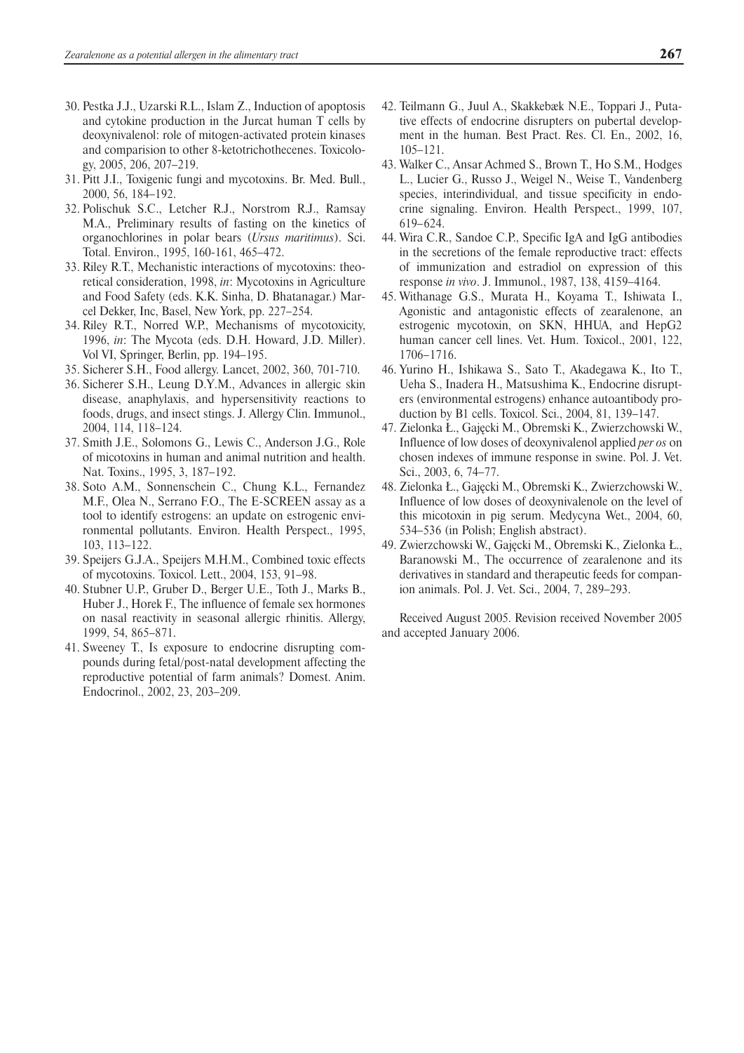30. Pestka J.J., Uzarski R.L., Islam Z., Induction of apoptosis and cytokine production in the Jurcat human T cells by deoxynivalenol: role of mitogen-activated protein kinases and comparision to other 8-ketotrichothecenes. Toxicology, 2005, 206, 207–219.
31. Pitt J.I., Toxigenic fungi and mycotoxins. Br. Med. Bull., 2000, 56, 184–192.
32. Polischuk S.C., Letcher R.J., Norstrom R.J., Ramsay M.A., Preliminary results of fasting on the kinetics of organochlorines in polar bears (*Ursus maritimus*). Sci. Total. Environ., 1995, 160-161, 465–472.
33. Riley R.T., Mechanistic interactions of mycotoxins: theoretical consideration, 1998, *in*: Mycotoxins in Agriculture and Food Safety (eds. K.K. Sinha, D. Bhatanagar.) Marcel Dekker, Inc, Basel, New York, pp. 227–254.
34. Riley R.T., Norred W.P., Mechanisms of mycotoxicity, 1996, *in*: The Mycota (eds. D.H. Howard, J.D. Miller). Vol VI, Springer, Berlin, pp. 194–195.
35. Sicherer S.H., Food allergy. Lancet, 2002, 360, 701-710.
36. Sicherer S.H., Leung D.Y.M., Advances in allergic skin disease, anaphylaxis, and hypersensitivity reactions to foods, drugs, and insect stings. J. Allergy Clin. Immunol., 2004, 114, 118–124.
37. Smith J.E., Solomons G., Lewis C., Anderson J.G., Role of micotoxins in human and animal nutrition and health. Nat. Toxins., 1995, 3, 187–192.
38. Soto A.M., Sonnenschein C., Chung K.L., Fernandez M.F., Olea N., Serrano F.O., The E-SCREEN assay as a tool to identify estrogens: an update on estrogenic environmental pollutants. Environ. Health Perspect., 1995, 103, 113–122.
39. Speijers G.J.A., Speijers M.H.M., Combined toxic effects of mycotoxins. Toxicol. Lett., 2004, 153, 91–98.
40. Stubner U.P., Gruber D., Berger U.E., Toth J., Marks B., Huber J., Horek F., The influence of female sex hormones on nasal reactivity in seasonal allergic rhinitis. Allergy, 1999, 54, 865–871.
41. Sweeney T., Is exposure to endocrine disrupting compounds during fetal/post-natal development affecting the reproductive potential of farm animals? Domest. Anim. Endocrinol., 2002, 23, 203–209.
42. Teilmann G., Juul A., Skakkebæk N.E., Toppari J., Putative effects of endocrine disrupters on pubertal development in the human. Best Pract. Res. Cl. En., 2002, 16, 105–121.
43. Walker C., Ansar Achmed S., Brown T., Ho S.M., Hodges L., Lucier G., Russo J., Weigel N., Weise T., Vandenberg species, interindividual, and tissue specificity in endocrine signaling. Environ. Health Perspect., 1999, 107, 619–624.
44. Wira C.R., Sandoe C.P., Specific IgA and IgG antibodies in the secretions of the female reproductive tract: effects of immunization and estradiol on expression of this response *in vivo*. J. Immunol., 1987, 138, 4159–4164.
45. Withanage G.S., Murata H., Koyama T., Ishiwata I., Agonistic and antagonistic effects of zearalenone, an estrogenic mycotoxin, on SKN, HHUA, and HepG2 human cancer cell lines. Vet. Hum. Toxicol., 2001, 122, 1706–1716.
46. Yurino H., Ishikawa S., Sato T., Akadegawa K., Ito T., Ueha S., Inadera H., Matsushima K., Endocrine disrupters (environmental estrogens) enhance autoantibody production by B1 cells. Toxicol. Sci., 2004, 81, 139–147.
47. Zielonka Ł., Gajęcki M., Obremski K., Zwierzchowski W., Influence of low doses of deoxynivalenol applied *per os* on chosen indexes of immune response in swine. Pol. J. Vet. Sci., 2003, 6, 74–77.
48. Zielonka Ł., Gajęcki M., Obremski K., Zwierzchowski W., Influence of low doses of deoxynivalenole on the level of this micotoxin in pig serum. Medycyna Wet., 2004, 60, 534–536 (in Polish; English abstract).
49. Zwierzchowski W., Gajęcki M., Obremski K., Zielonka Ł., Baranowski M., The occurrence of zearalenone and its derivatives in standard and therapeutic feeds for companion animals. Pol. J. Vet. Sci., 2004, 7, 289–293.

Received August 2005. Revision received November 2005 and accepted January 2006.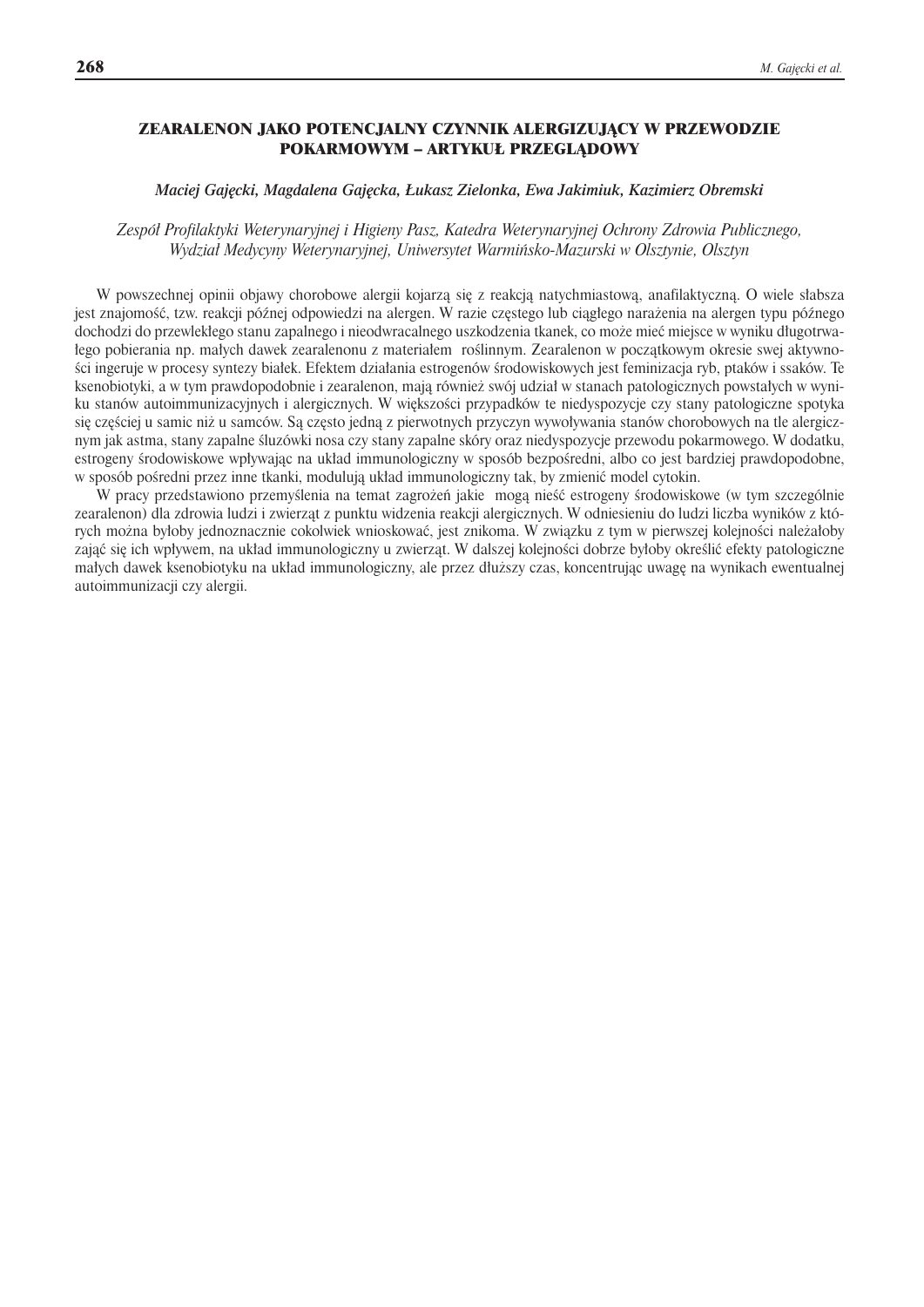## ZEARALENON JAKO POTENCJALNY CZYNNIK ALERGIZUJĄCY W PRZEWODZIE POKARMOWYM – ARTYKUŁ PRZEGLĄDOWY

***Maciej Gajęcki, Magdalena Gajęcka, Łukasz Zielonka, Ewa Jakimiuk, Kazimierz Obremski***

*Zespół Profilaktyki Weterynaryjnej i Higieny Pasz, Katedra Weterynaryjnej Ochrony Zdrowia Publicznego, Wydział Medycyny Weterynaryjnej, Uniwersytet Warmińsko-Mazurski w Olsztynie, Olsztyn*

W powszechnej opinii objawy chorobowe alergii kojarzą się z reakcją natychmiastową, anafilaktyczną. O wiele słabsza jest znajomość, tzw. reakcji późnej odpowiedzi na alergen. W razie częstego lub ciągłego narażenia na alergen typu późnego dochodzi do przewlekłego stanu zapalnego i nieodwracalnego uszkodzenia tkanek, co może mieć miejsce w wyniku długotrwałego pobierania np. małych dawek zearalenonu z materiałem roślinnym. Zearalenon w początkowym okresie swej aktywności ingeruje w procesy syntezy białek. Efektem działania estrogenów środowiskowych jest feminizacja ryb, ptaków i ssaków. Te ksenobiotyki, a w tym prawdopodobnie i zearalenon, mają również swój udział w stanach patologicznych powstałych w wyniku stanów autoimmunizacyjnych i alergicznych. W większości przypadków te niedyspozycje czy stany patologiczne spotyka się częściej u samic niż u samców. Są często jedną z pierwotnych przyczyn wywoływania stanów chorobowych na tle alergicznym jak astma, stany zapalne śluzówki nosa czy stany zapalne skóry oraz niedyspozycje przewodu pokarmowego. W dodatku, estrogeny środowiskowe wpływając na układ immunologiczny w sposób bezpośredni, albo co jest bardziej prawdopodobne, w sposób pośredni przez inne tkanki, modulują układ immunologiczny tak, by zmienić model cytokin.

W pracy przedstawiono przemyślenia na temat zagrożeń jakie mogą nieść estrogeny środowiskowe (w tym szczególnie zearalenon) dla zdrowia ludzi i zwierząt z punktu widzenia reakcji alergicznych. W odniesieniu do ludzi liczba wyników z których można byłoby jednoznacznie cokolwiek wnioskować, jest znikoma. W związku z tym w pierwszej kolejności należałoby zająć się ich wpływem, na układ immunologiczny u zwierząt. W dalszej kolejności dobrze byłoby określić efekty patologiczne małych dawek ksenobiotyku na układ immunologiczny, ale przez dłuższy czas, koncentrując uwagę na wynikach ewentualnej autoimmunizacji czy alergii.